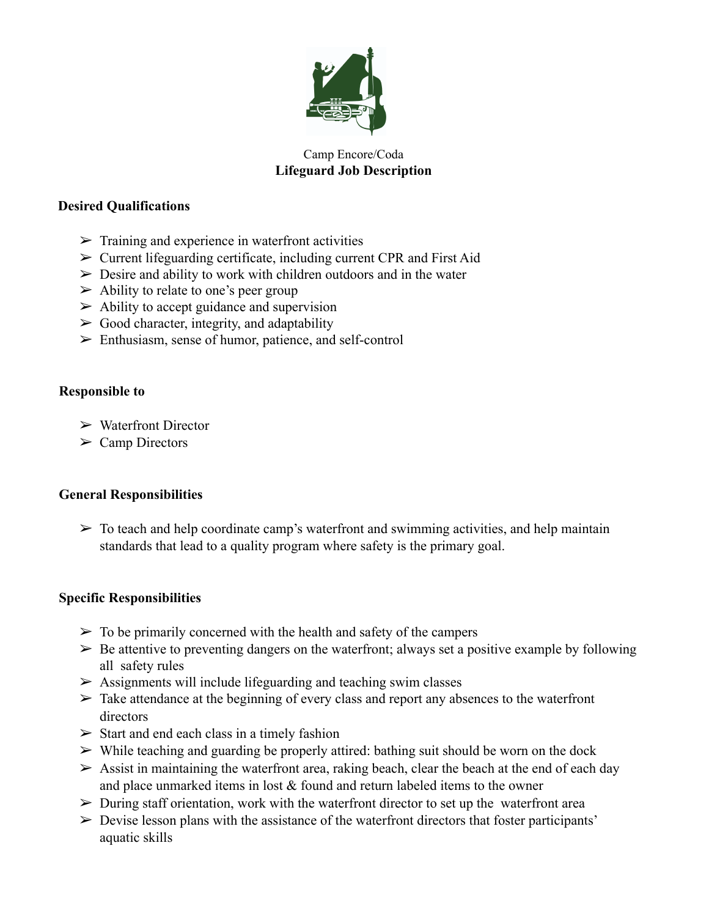Camp Encore/Coda

# Lifeguard Job Description

## Desired Qualifications

- Training and experience in waterfront activities
- Current lifeguarding certificate, including current CPR and First Aid
- Desire and ability to work with children outdoors and in the water
- Ability to relate to one's peer group
- Ability to accept guidance and supervision
- Good character, integrity, and adaptability
- Enthusiasm, sense of humor, patience, and self-control

## Responsible to

- Waterfront Director
- Camp Directors

## General Responsibilities

- To teach and help coordinate camp's waterfront and swimming activities, and help maintain standards that lead to a quality program where safety is the primary goal.

## Specific Responsibilities

- To be primarily concerned with the health and safety of the campers
- Be attentive to preventing dangers on the waterfront; always set a positive example by following all safety rules
- Assignments will include lifeguarding and teaching swim classes
- Take attendance at the beginning of every class and report any absences to the waterfront directors
- Start and end each class in a timely fashion
- While teaching and guarding be properly attired: bathing suit should be worn on the dock
- Assist in maintaining the waterfront area, raking beach, clear the beach at the end of each day and place unmarked items in lost & found and return labeled items to the owner
- During staff orientation, work with the waterfront director to set up the waterfront area
- Devise lesson plans with the assistance of the waterfront directors that foster participants' aquatic skills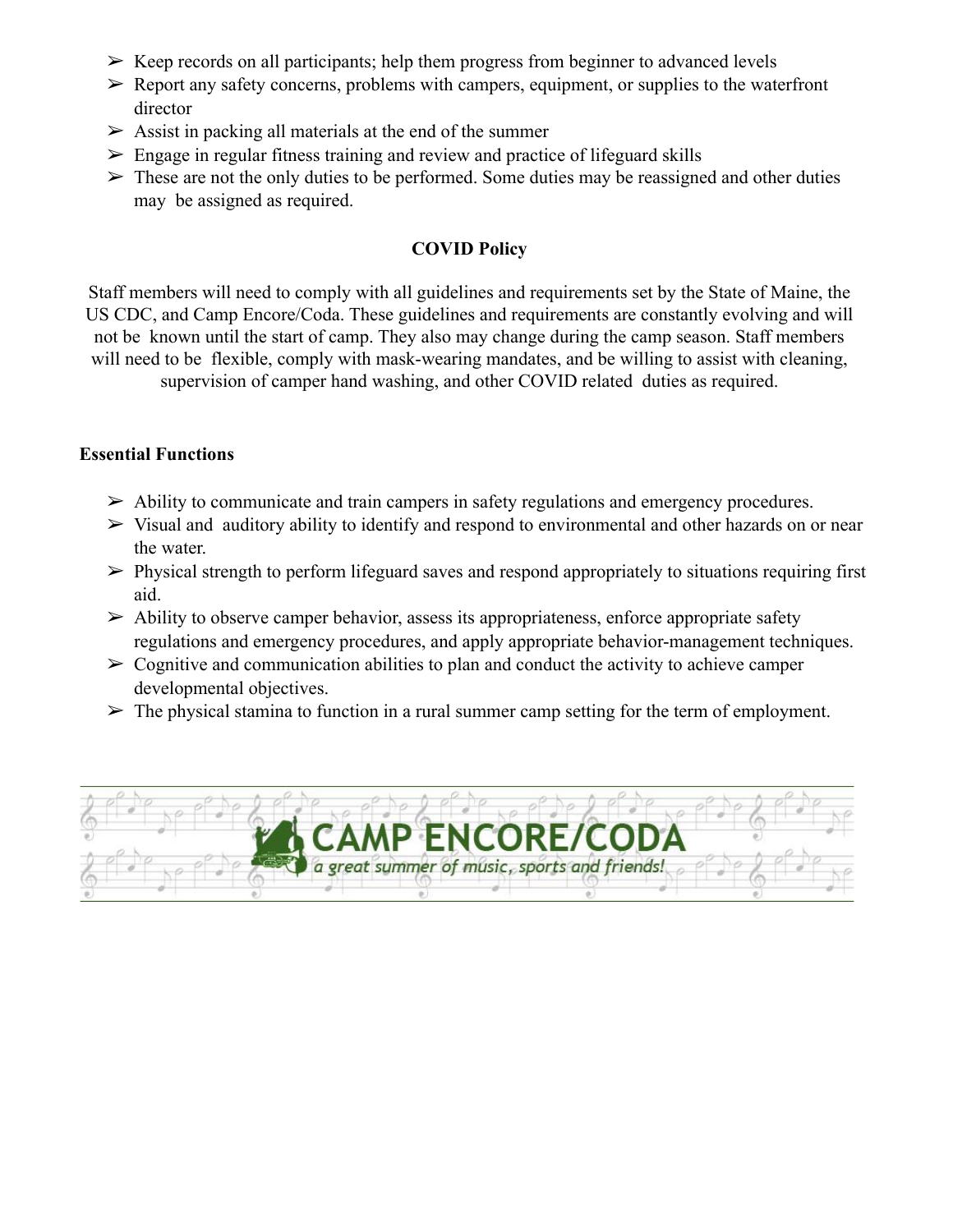- Keep records on all participants; help them progress from beginner to advanced levels
- Report any safety concerns, problems with campers, equipment, or supplies to the waterfront director
- Assist in packing all materials at the end of the summer
- Engage in regular fitness training and review and practice of lifeguard skills
- These are not the only duties to be performed. Some duties may be reassigned and other duties may be assigned as required.

**COVID Policy**

Staff members will need to comply with all guidelines and requirements set by the State of Maine, the US CDC, and Camp Encore/Coda. These guidelines and requirements are constantly evolving and will not be known until the start of camp. They also may change during the camp season. Staff members will need to be flexible, comply with mask-wearing mandates, and be willing to assist with cleaning, supervision of camper hand washing, and other COVID related duties as required.

**Essential Functions**

- Ability to communicate and train campers in safety regulations and emergency procedures.
- Visual and auditory ability to identify and respond to environmental and other hazards on or near the water.
- Physical strength to perform lifeguard saves and respond appropriately to situations requiring first aid.
- Ability to observe camper behavior, assess its appropriateness, enforce appropriate safety regulations and emergency procedures, and apply appropriate behavior-management techniques.
- Cognitive and communication abilities to plan and conduct the activity to achieve camper developmental objectives.
- The physical stamina to function in a rural summer camp setting for the term of employment.

CAMP ENCORE/CODA

*a great summer of music, sports and friends!*